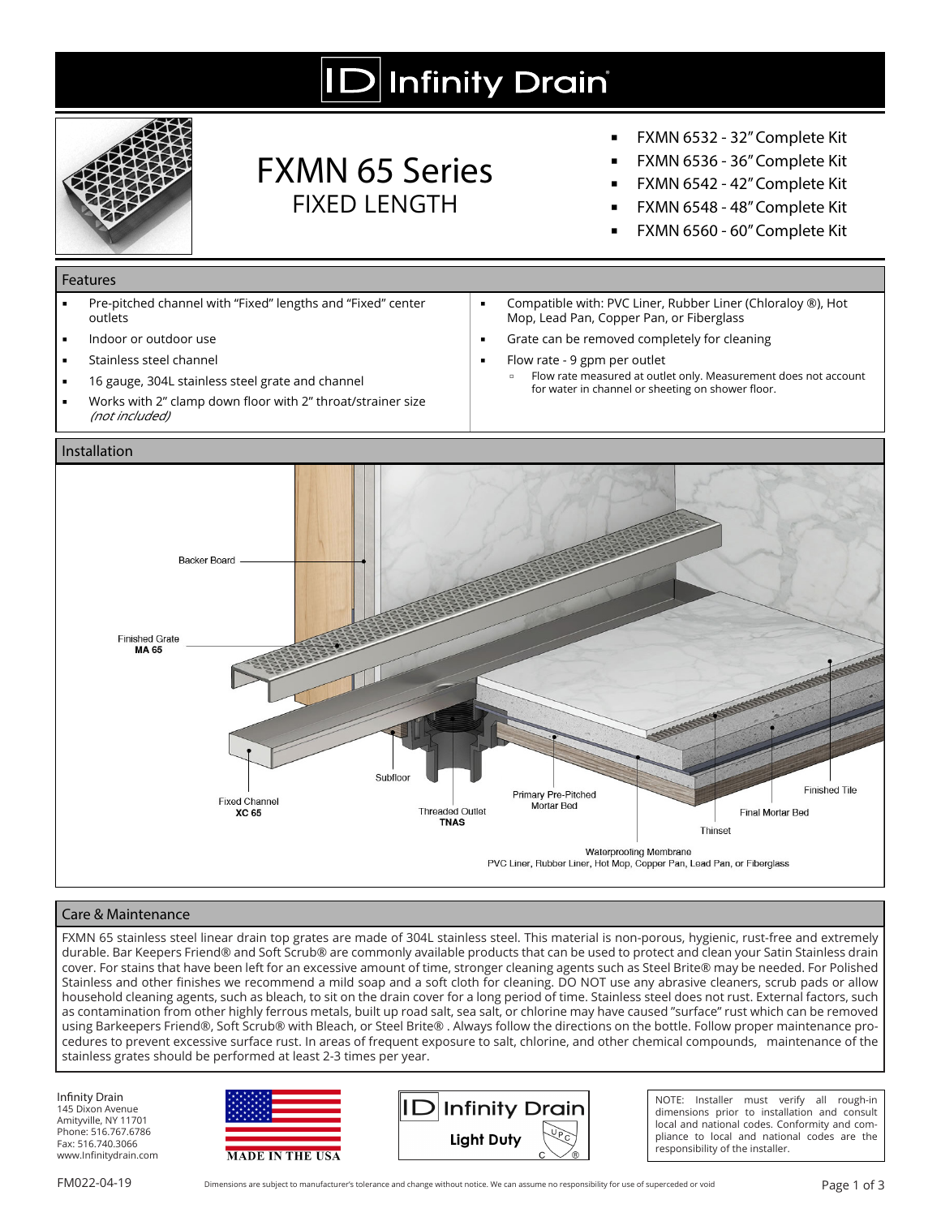# Infinity Drain

## FXMN 65 Series
### FIXED LENGTH

- FXMN 6532 - 32" Complete Kit
- FXMN 6536 - 36" Complete Kit
- FXMN 6542 - 42" Complete Kit
- FXMN 6548 - 48" Complete Kit
- FXMN 6560 - 60" Complete Kit

## Features

- Pre-pitched channel with "Fixed" lengths and "Fixed" center outlets
- Indoor or outdoor use
- Stainless steel channel
- 16 gauge, 304L stainless steel grate and channel
- Works with 2" clamp down floor with 2" throat/strainer size *(not included)*
- Compatible with: PVC Liner, Rubber Liner (Chloraloy ®), Hot Mop, Lead Pan, Copper Pan, or Fiberglass
- Grate can be removed completely for cleaning
- Flow rate - 9 gpm per outlet
  - Flow rate measured at outlet only. Measurement does not account for water in channel or sheeting on shower floor.

## Installation

Backer Board

Finished Grate **MA 65**

Fixed Channel **XC 65**

Subfloor

Threaded Outlet **TNAS**

Primary Pre-Pitched Mortar Bed

Waterproofing Membrane
PVC Liner, Rubber Liner, Hot Mop, Copper Pan, Lead Pan, or Fiberglass

Thinset

Final Mortar Bed

Finished Tile

## Care & Maintenance

FXMN 65 stainless steel linear drain top grates are made of 304L stainless steel. This material is non-porous, hygienic, rust-free and extremely durable. Bar Keepers Friend® and Soft Scrub® are commonly available products that can be used to protect and clean your Satin Stainless drain cover. For stains that have been left for an excessive amount of time, stronger cleaning agents such as Steel Brite® may be needed. For Polished Stainless and other finishes we recommend a mild soap and a soft cloth for cleaning. DO NOT use any abrasive cleaners, scrub pads or allow household cleaning agents, such as bleach, to sit on the drain cover for a long period of time. Stainless steel does not rust. External factors, such as contamination from other highly ferrous metals, built up road salt, sea salt, or chlorine may have caused "surface" rust which can be removed using Barkeepers Friend®, Soft Scrub® with Bleach, or Steel Brite® . Always follow the directions on the bottle. Follow proper maintenance procedures to prevent excessive surface rust. In areas of frequent exposure to salt, chlorine, and other chemical compounds, maintenance of the stainless grates should be performed at least 2-3 times per year.

Infinity Drain
145 Dixon Avenue
Amityville, NY 11701
Phone: 516.767.6786
Fax: 516.740.3066
www.Infinitydrain.com

MADE IN THE USA

Infinity Drain Light Duty

NOTE: Installer must verify all rough-in dimensions prior to installation and consult local and national codes. Conformity and compliance to local and national codes are the responsibility of the installer.

FM022-04-19

Dimensions are subject to manufacturer's tolerance and change without notice. We can assume no responsibility for use of superceded or void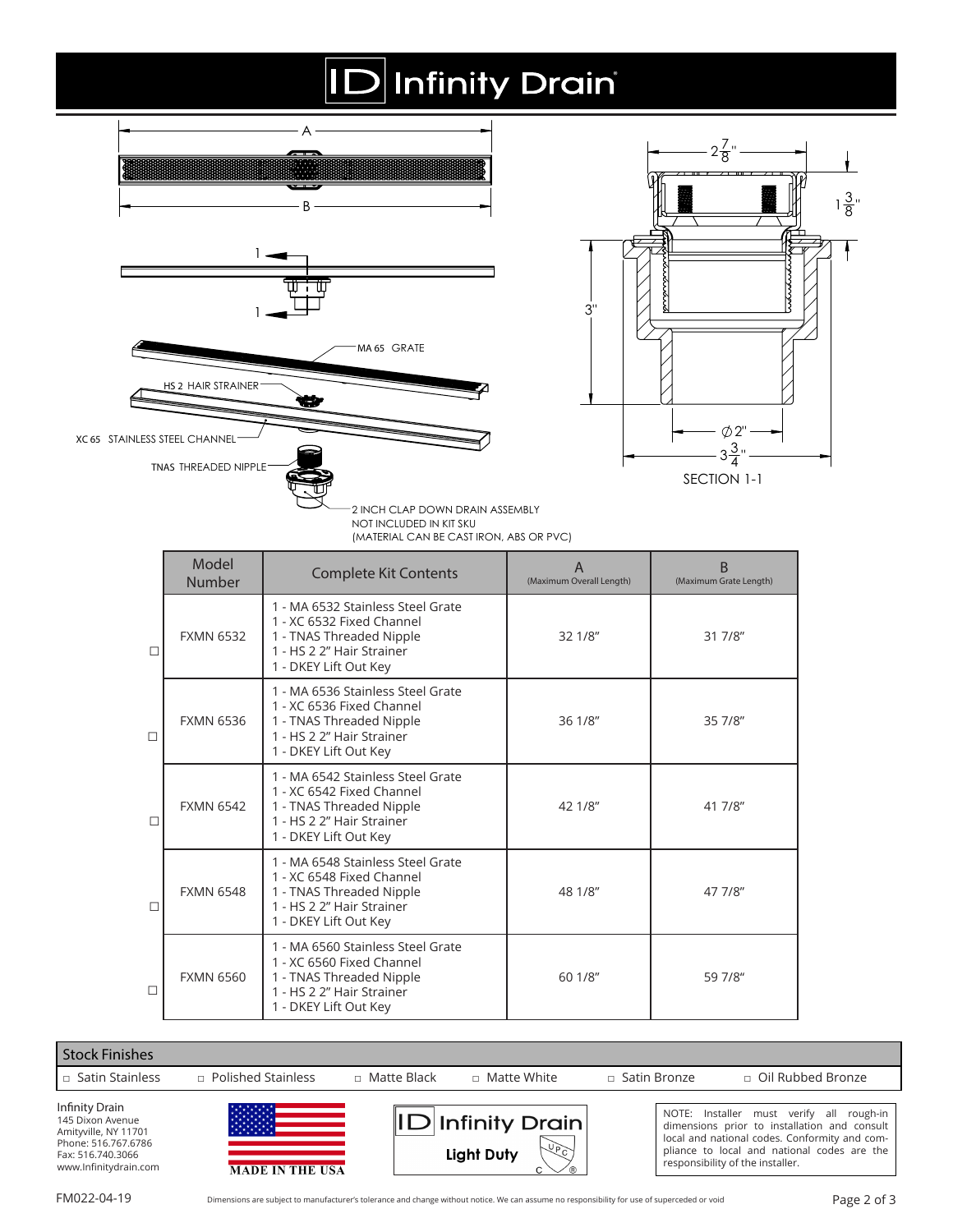# Infinity Drain

A

B

1

1

MA 65 GRATE

HS 2 HAIR STRAINER

XC 65 STAINLESS STEEL CHANNEL

TNAS THREADED NIPPLE

2 INCH CLAP DOWN DRAIN ASSEMBLY
NOT INCLUDED IN KIT SKU
(MATERIAL CAN BE CAST IRON, ABS OR PVC)

$2\frac{7}{8}$"

$1\frac{3}{8}$"

3"

⌀2"

$3\frac{3}{4}$"

SECTION 1-1

| | Model Number | Complete Kit Contents | A (Maximum Overall Length) | B (Maximum Grate Length) |
|---|---|---|---|---|
| □ | FXMN 6532 | 1 - MA 6532 Stainless Steel Grate<br>1 - XC 6532 Fixed Channel<br>1 - TNAS Threaded Nipple<br>1 - HS 2 2" Hair Strainer<br>1 - DKEY Lift Out Key | 32 1/8" | 31 7/8" |
| □ | FXMN 6536 | 1 - MA 6536 Stainless Steel Grate<br>1 - XC 6536 Fixed Channel<br>1 - TNAS Threaded Nipple<br>1 - HS 2 2" Hair Strainer<br>1 - DKEY Lift Out Key | 36 1/8" | 35 7/8" |
| □ | FXMN 6542 | 1 - MA 6542 Stainless Steel Grate<br>1 - XC 6542 Fixed Channel<br>1 - TNAS Threaded Nipple<br>1 - HS 2 2" Hair Strainer<br>1 - DKEY Lift Out Key | 42 1/8" | 41 7/8" |
| □ | FXMN 6548 | 1 - MA 6548 Stainless Steel Grate<br>1 - XC 6548 Fixed Channel<br>1 - TNAS Threaded Nipple<br>1 - HS 2 2" Hair Strainer<br>1 - DKEY Lift Out Key | 48 1/8" | 47 7/8" |
| □ | FXMN 6560 | 1 - MA 6560 Stainless Steel Grate<br>1 - XC 6560 Fixed Channel<br>1 - TNAS Threaded Nipple<br>1 - HS 2 2" Hair Strainer<br>1 - DKEY Lift Out Key | 60 1/8" | 59 7/8" |

## Stock Finishes

□ Satin Stainless □ Polished Stainless □ Matte Black □ Matte White □ Satin Bronze □ Oil Rubbed Bronze

Infinity Drain
145 Dixon Avenue
Amityville, NY 11701
Phone: 516.767.6786
Fax: 516.740.3066
www.Infinitydrain.com

MADE IN THE USA

Infinity Drain
Light Duty

NOTE: Installer must verify all rough-in dimensions prior to installation and consult local and national codes. Conformity and compliance to local and national codes are the responsibility of the installer.

FM022-04-19

Dimensions are subject to manufacturer's tolerance and change without notice. We can assume no responsibility for use of superceded or void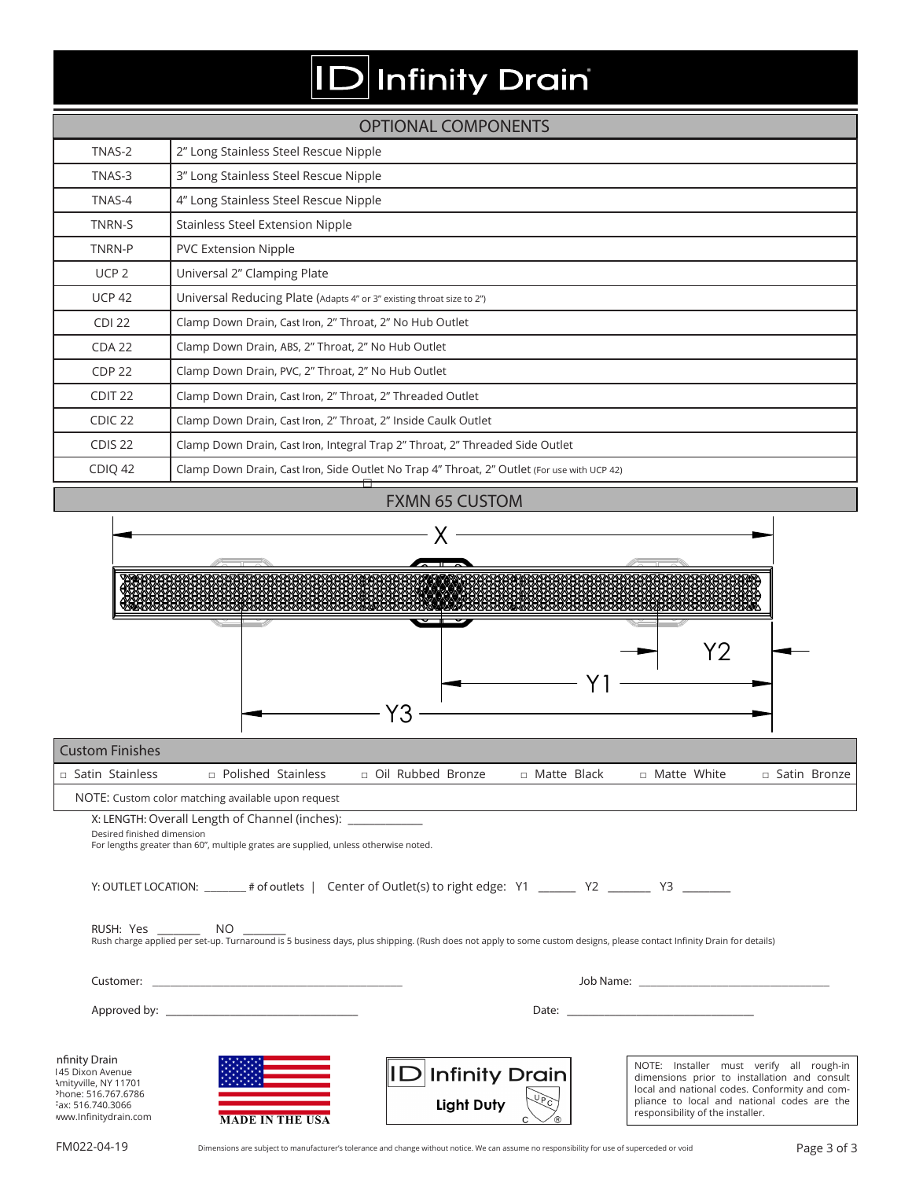# Infinity Drain

## OPTIONAL COMPONENTS

| | |
|---|---|
| TNAS-2 | 2" Long Stainless Steel Rescue Nipple |
| TNAS-3 | 3" Long Stainless Steel Rescue Nipple |
| TNAS-4 | 4" Long Stainless Steel Rescue Nipple |
| TNRN-S | Stainless Steel Extension Nipple |
| TNRN-P | PVC Extension Nipple |
| UCP 2 | Universal 2" Clamping Plate |
| UCP 42 | Universal Reducing Plate (Adapts 4" or 3" existing throat size to 2") |
| CDI 22 | Clamp Down Drain, Cast Iron, 2" Throat, 2" No Hub Outlet |
| CDA 22 | Clamp Down Drain, ABS, 2" Throat, 2" No Hub Outlet |
| CDP 22 | Clamp Down Drain, PVC, 2" Throat, 2" No Hub Outlet |
| CDIT 22 | Clamp Down Drain, Cast Iron, 2" Throat, 2" Threaded Outlet |
| CDIC 22 | Clamp Down Drain, Cast Iron, 2" Throat, 2" Inside Caulk Outlet |
| CDIS 22 | Clamp Down Drain, Cast Iron, Integral Trap 2" Throat, 2" Threaded Side Outlet |
| CDIQ 42 | Clamp Down Drain, Cast Iron, Side Outlet No Trap 4" Throat, 2" Outlet (For use with UCP 42) |

## FXMN 65 CUSTOM

X

Y2

Y1

Y3

## Custom Finishes

□ Satin Stainless □ Polished Stainless □ Oil Rubbed Bronze □ Matte Black □ Matte White □ Satin Bronze

NOTE: Custom color matching available upon request

X: LENGTH: Overall Length of Channel (inches): ____________
Desired finished dimension
For lengths greater than 60", multiple grates are supplied, unless otherwise noted.

Y: OUTLET LOCATION: _______ # of outlets | Center of Outlet(s) to right edge: Y1 ______ Y2 _______ Y3 ________

RUSH: Yes _______ NO _______
Rush charge applied per set-up. Turnaround is 5 business days, plus shipping. (Rush does not apply to some custom designs, please contact Infinity Drain for details)

Customer: ____________________________________________ Job Name: ___________________________________

Approved by: ___________________________________ Date: ___________________________________

Infinity Drain
145 Dixon Avenue
Amityville, NY 11701
Phone: 516.767.6786
Fax: 516.740.3066
www.Infinitydrain.com

MADE IN THE USA

Infinity Drain Light Duty

NOTE: Installer must verify all rough-in dimensions prior to installation and consult local and national codes. Conformity and compliance to local and national codes are the responsibility of the installer.

FM022-04-19

Dimensions are subject to manufacturer's tolerance and change without notice. We can assume no responsibility for use of superceded or void